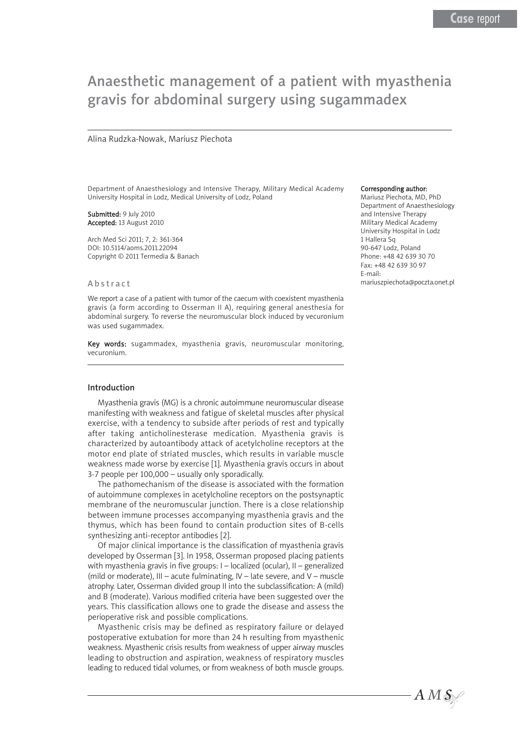Case report

# Anaesthetic management of a patient with myasthenia gravis for abdominal surgery using sugammadex

Alina Rudzka-Nowak, Mariusz Piechota

Department of Anaesthesiology and Intensive Therapy, Military Medical Academy University Hospital in Lodz, Medical University of Lodz, Poland

**Submitted:** 9 July 2010
**Accepted:** 13 August 2010

Arch Med Sci 2011; 7, 2: 361-364
DOI: 10.5114/aoms.2011.22094
Copyright © 2011 Termedia & Banach

**Corresponding author:**
Mariusz Piechota, MD, PhD
Department of Anaesthesiology and Intensive Therapy
Military Medical Academy University Hospital in Lodz
1 Hallera Sq
90-647 Lodz, Poland
Phone: +48 42 639 30 70
Fax: +48 42 639 30 97
E-mail:
mariuszpiechota@poczta.onet.pl

## Abstract

We report a case of a patient with tumor of the caecum with coexistent myasthenia gravis (a form according to Osserman II A), requiring general anesthesia for abdominal surgery. To reverse the neuromuscular block induced by vecuronium was used sugammadex.

**Key words:** sugammadex, myasthenia gravis, neuromuscular monitoring, vecuronium.

## Introduction

Myasthenia gravis (MG) is a chronic autoimmune neuromuscular disease manifesting with weakness and fatigue of skeletal muscles after physical exercise, with a tendency to subside after periods of rest and typically after taking anticholinesterase medication. Myasthenia gravis is characterized by autoantibody attack of acetylcholine receptors at the motor end plate of striated muscles, which results in variable muscle weakness made worse by exercise [1]. Myasthenia gravis occurs in about 3-7 people per 100,000 – usually only sporadically.

The pathomechanism of the disease is associated with the formation of autoimmune complexes in acetylcholine receptors on the postsynaptic membrane of the neuromuscular junction. There is a close relationship between immune processes accompanying myasthenia gravis and the thymus, which has been found to contain production sites of B-cells synthesizing anti-receptor antibodies [2].

Of major clinical importance is the classification of myasthenia gravis developed by Osserman [3]. In 1958, Osserman proposed placing patients with myasthenia gravis in five groups: I – localized (ocular), II – generalized (mild or moderate), III – acute fulminating, IV – late severe, and V – muscle atrophy. Later, Osserman divided group II into the subclassification: A (mild) and B (moderate). Various modified criteria have been suggested over the years. This classification allows one to grade the disease and assess the perioperative risk and possible complications.

Myasthenic crisis may be defined as respiratory failure or delayed postoperative extubation for more than 24 h resulting from myasthenic weakness. Myasthenic crisis results from weakness of upper airway muscles leading to obstruction and aspiration, weakness of respiratory muscles leading to reduced tidal volumes, or from weakness of both muscle groups.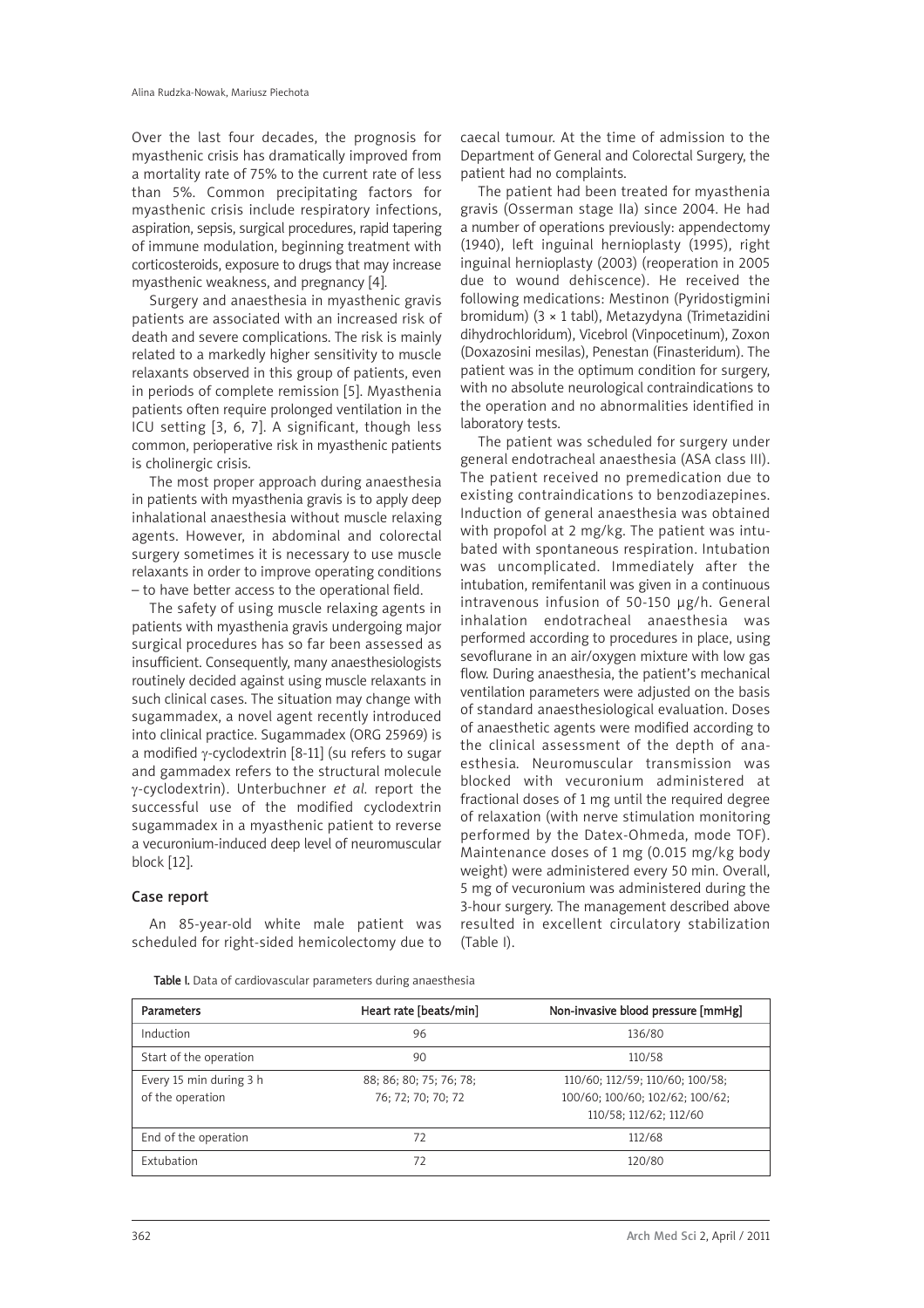Over the last four decades, the prognosis for myasthenic crisis has dramatically improved from a mortality rate of 75% to the current rate of less than 5%. Common precipitating factors for myasthenic crisis include respiratory infections, aspiration, sepsis, surgical procedures, rapid tapering of immune modulation, beginning treatment with corticosteroids, exposure to drugs that may increase myasthenic weakness, and pregnancy [4].

Surgery and anaesthesia in myasthenic gravis patients are associated with an increased risk of death and severe complications. The risk is mainly related to a markedly higher sensitivity to muscle relaxants observed in this group of patients, even in periods of complete remission [5]. Myasthenia patients often require prolonged ventilation in the ICU setting [3, 6, 7]. A significant, though less common, perioperative risk in myasthenic patients is cholinergic crisis.

The most proper approach during anaesthesia in patients with myasthenia gravis is to apply deep inhalational anaesthesia without muscle relaxing agents. However, in abdominal and colorectal surgery sometimes it is necessary to use muscle relaxants in order to improve operating conditions – to have better access to the operational field.

The safety of using muscle relaxing agents in patients with myasthenia gravis undergoing major surgical procedures has so far been assessed as insufficient. Consequently, many anaesthesiologists routinely decided against using muscle relaxants in such clinical cases. The situation may change with sugammadex, a novel agent recently introduced into clinical practice. Sugammadex (ORG 25969) is a modified γ-cyclodextrin [8-11] (su refers to sugar and gammadex refers to the structural molecule γ-cyclodextrin). Unterbuchner *et al.* report the successful use of the modified cyclodextrin sugammadex in a myasthenic patient to reverse a vecuronium-induced deep level of neuromuscular block [12].

## Case report

An 85-year-old white male patient was scheduled for right-sided hemicolectomy due to caecal tumour. At the time of admission to the Department of General and Colorectal Surgery, the patient had no complaints.

The patient had been treated for myasthenia gravis (Osserman stage IIa) since 2004. He had a number of operations previously: appendectomy (1940), left inguinal hernioplasty (1995), right inguinal hernioplasty (2003) (reoperation in 2005 due to wound dehiscence). He received the following medications: Mestinon (Pyridostigmini bromidum) (3 × 1 tabl), Metazydyna (Trimetazidini dihydrochloridum), Vicebrol (Vinpocetinum), Zoxon (Doxazosini mesilas), Penestan (Finasteridum). The patient was in the optimum condition for surgery, with no absolute neurological contraindications to the operation and no abnormalities identified in laboratory tests.

The patient was scheduled for surgery under general endotracheal anaesthesia (ASA class III). The patient received no premedication due to existing contraindications to benzodiazepines. Induction of general anaesthesia was obtained with propofol at 2 mg/kg. The patient was intubated with spontaneous respiration. Intubation was uncomplicated. Immediately after the intubation, remifentanil was given in a continuous intravenous infusion of 50-150 µg/h. General inhalation endotracheal anaesthesia was performed according to procedures in place, using sevoflurane in an air/oxygen mixture with low gas flow. During anaesthesia, the patient's mechanical ventilation parameters were adjusted on the basis of standard anaesthesiological evaluation. Doses of anaesthetic agents were modified according to the clinical assessment of the depth of anaesthesia. Neuromuscular transmission was blocked with vecuronium administered at fractional doses of 1 mg until the required degree of relaxation (with nerve stimulation monitoring performed by the Datex-Ohmeda, mode TOF). Maintenance doses of 1 mg (0.015 mg/kg body weight) were administered every 50 min. Overall, 5 mg of vecuronium was administered during the 3-hour surgery. The management described above resulted in excellent circulatory stabilization (Table I).

**Table I.** Data of cardiovascular parameters during anaesthesia

| Parameters | Heart rate [beats/min] | Non-invasive blood pressure [mmHg] |
|---|---|---|
| Induction | 96 | 136/80 |
| Start of the operation | 90 | 110/58 |
| Every 15 min during 3 h of the operation | 88; 86; 80; 75; 76; 78; 76; 72; 70; 70; 72 | 110/60; 112/59; 110/60; 100/58; 100/60; 100/60; 102/62; 100/62; 110/58; 112/62; 112/60 |
| End of the operation | 72 | 112/68 |
| Extubation | 72 | 120/80 |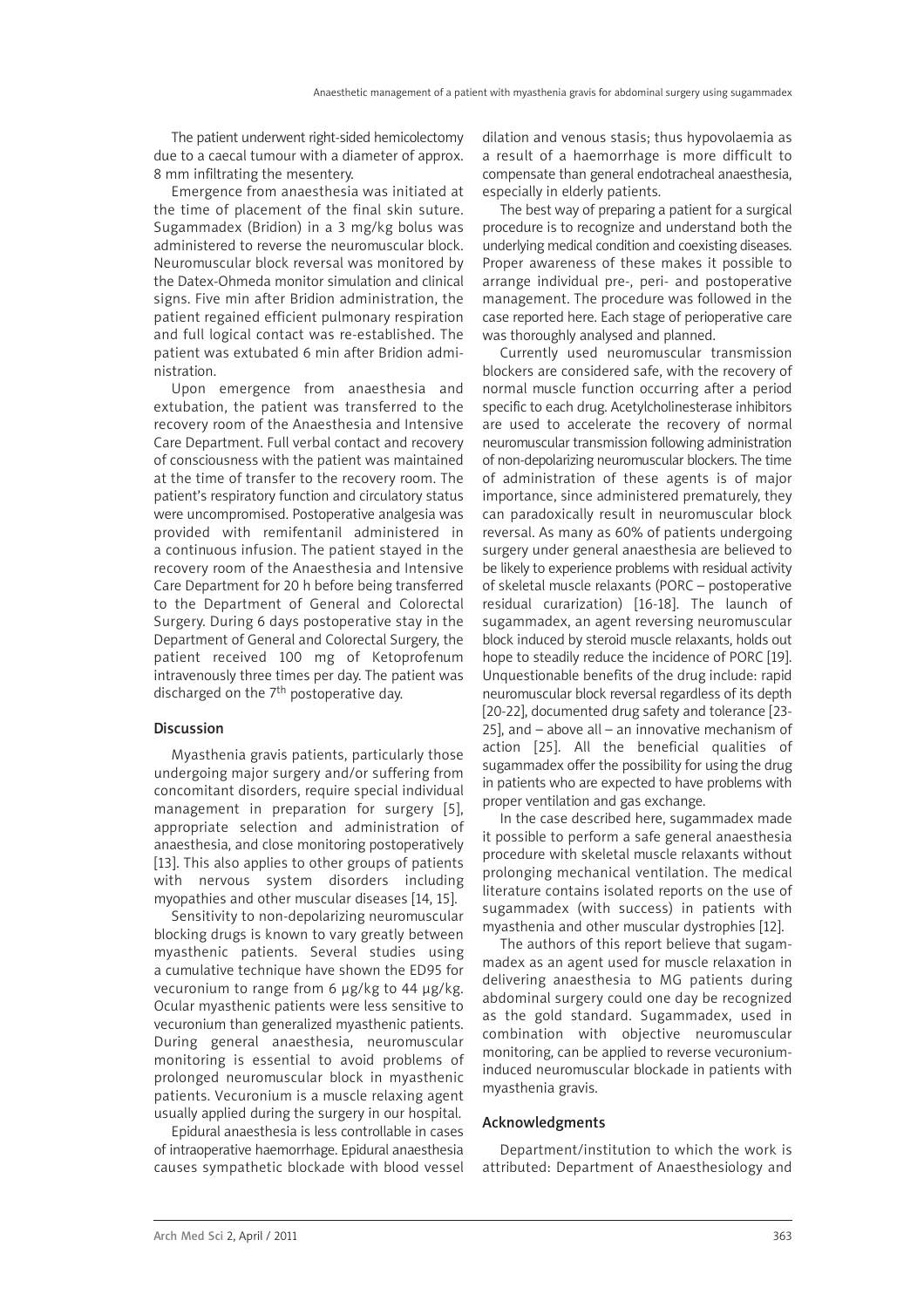The patient underwent right-sided hemicolectomy due to a caecal tumour with a diameter of approx. 8 mm infiltrating the mesentery.

Emergence from anaesthesia was initiated at the time of placement of the final skin suture. Sugammadex (Bridion) in a 3 mg/kg bolus was administered to reverse the neuromuscular block. Neuromuscular block reversal was monitored by the Datex-Ohmeda monitor simulation and clinical signs. Five min after Bridion administration, the patient regained efficient pulmonary respiration and full logical contact was re-established. The patient was extubated 6 min after Bridion administration.

Upon emergence from anaesthesia and extubation, the patient was transferred to the recovery room of the Anaesthesia and Intensive Care Department. Full verbal contact and recovery of consciousness with the patient was maintained at the time of transfer to the recovery room. The patient's respiratory function and circulatory status were uncompromised. Postoperative analgesia was provided with remifentanil administered in a continuous infusion. The patient stayed in the recovery room of the Anaesthesia and Intensive Care Department for 20 h before being transferred to the Department of General and Colorectal Surgery. During 6 days postoperative stay in the Department of General and Colorectal Surgery, the patient received 100 mg of Ketoprofenum intravenously three times per day. The patient was discharged on the 7th postoperative day.

## Discussion

Myasthenia gravis patients, particularly those undergoing major surgery and/or suffering from concomitant disorders, require special individual management in preparation for surgery [5], appropriate selection and administration of anaesthesia, and close monitoring postoperatively [13]. This also applies to other groups of patients with nervous system disorders including myopathies and other muscular diseases [14, 15].

Sensitivity to non-depolarizing neuromuscular blocking drugs is known to vary greatly between myasthenic patients. Several studies using a cumulative technique have shown the ED95 for vecuronium to range from 6 μg/kg to 44 μg/kg. Ocular myasthenic patients were less sensitive to vecuronium than generalized myasthenic patients. During general anaesthesia, neuromuscular monitoring is essential to avoid problems of prolonged neuromuscular block in myasthenic patients. Vecuronium is a muscle relaxing agent usually applied during the surgery in our hospital.

Epidural anaesthesia is less controllable in cases of intraoperative haemorrhage. Epidural anaesthesia causes sympathetic blockade with blood vessel dilation and venous stasis; thus hypovolaemia as a result of a haemorrhage is more difficult to compensate than general endotracheal anaesthesia, especially in elderly patients.

The best way of preparing a patient for a surgical procedure is to recognize and understand both the underlying medical condition and coexisting diseases. Proper awareness of these makes it possible to arrange individual pre-, peri- and postoperative management. The procedure was followed in the case reported here. Each stage of perioperative care was thoroughly analysed and planned.

Currently used neuromuscular transmission blockers are considered safe, with the recovery of normal muscle function occurring after a period specific to each drug. Acetylcholinesterase inhibitors are used to accelerate the recovery of normal neuromuscular transmission following administration of non-depolarizing neuromuscular blockers. The time of administration of these agents is of major importance, since administered prematurely, they can paradoxically result in neuromuscular block reversal. As many as 60% of patients undergoing surgery under general anaesthesia are believed to be likely to experience problems with residual activity of skeletal muscle relaxants (PORC – postoperative residual curarization) [16-18]. The launch of sugammadex, an agent reversing neuromuscular block induced by steroid muscle relaxants, holds out hope to steadily reduce the incidence of PORC [19]. Unquestionable benefits of the drug include: rapid neuromuscular block reversal regardless of its depth [20-22], documented drug safety and tolerance [23-25], and – above all – an innovative mechanism of action [25]. All the beneficial qualities of sugammadex offer the possibility for using the drug in patients who are expected to have problems with proper ventilation and gas exchange.

In the case described here, sugammadex made it possible to perform a safe general anaesthesia procedure with skeletal muscle relaxants without prolonging mechanical ventilation. The medical literature contains isolated reports on the use of sugammadex (with success) in patients with myasthenia and other muscular dystrophies [12].

The authors of this report believe that sugammadex as an agent used for muscle relaxation in delivering anaesthesia to MG patients during abdominal surgery could one day be recognized as the gold standard. Sugammadex, used in combination with objective neuromuscular monitoring, can be applied to reverse vecuronium-induced neuromuscular blockade in patients with myasthenia gravis.

## Acknowledgments

Department/institution to which the work is attributed: Department of Anaesthesiology and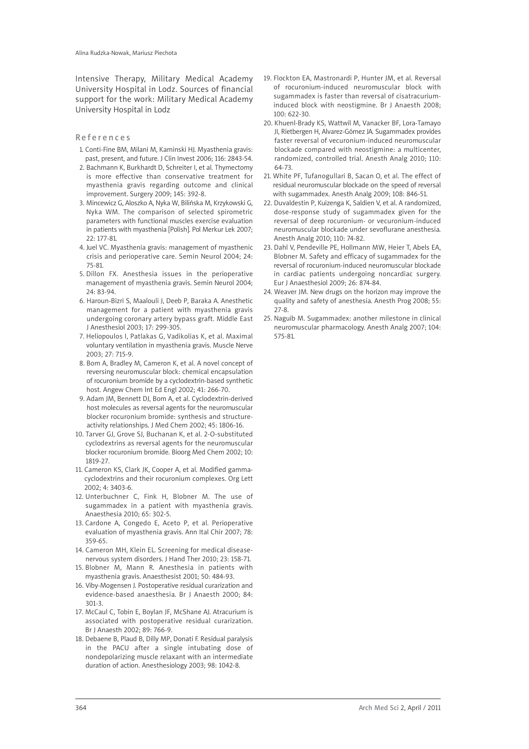Intensive Therapy, Military Medical Academy University Hospital in Lodz. Sources of financial support for the work: Military Medical Academy University Hospital in Lodz

## References

1. Conti-Fine BM, Milani M, Kaminski HJ. Myasthenia gravis: past, present, and future. J Clin Invest 2006; 116: 2843-54.
2. Bachmann K, Burkhardt D, Schreiter I, et al. Thymectomy is more effective than conservative treatment for myasthenia gravis regarding outcome and clinical improvement. Surgery 2009; 145: 392-8.
3. Mincewicz G, Aloszko A, Nyka W, Bilińska M, Krzykowski G, Nyka WM. The comparison of selected spirometric parameters with functional muscles exercise evaluation in patients with myasthenia [Polish]. Pol Merkur Lek 2007; 22: 177-81.
4. Juel VC. Myasthenia gravis: management of myasthenic crisis and perioperative care. Semin Neurol 2004; 24: 75-81.
5. Dillon FX. Anesthesia issues in the perioperative management of myasthenia gravis. Semin Neurol 2004; 24: 83-94.
6. Haroun-Bizri S, Maalouli J, Deeb P, Baraka A. Anesthetic management for a patient with myasthenia gravis undergoing coronary artery bypass graft. Middle East J Anesthesiol 2003; 17: 299-305.
7. Heliopoulos I, Patlakas G, Vadikolias K, et al. Maximal voluntary ventilation in myasthenia gravis. Muscle Nerve 2003; 27: 715-9.
8. Bom A, Bradley M, Cameron K, et al. A novel concept of reversing neuromuscular block: chemical encapsulation of rocuronium bromide by a cyclodextrin-based synthetic host. Angew Chem Int Ed Engl 2002; 41: 266-70.
9. Adam JM, Bennett DJ, Bom A, et al. Cyclodextrin-derived host molecules as reversal agents for the neuromuscular blocker rocuronium bromide: synthesis and structure-activity relationships. J Med Chem 2002; 45: 1806-16.
10. Tarver GJ, Grove SJ, Buchanan K, et al. 2-O-substituted cyclodextrins as reversal agents for the neuromuscular blocker rocuronium bromide. Bioorg Med Chem 2002; 10: 1819-27.
11. Cameron KS, Clark JK, Cooper A, et al. Modified gamma-cyclodextrins and their rocuronium complexes. Org Lett 2002; 4: 3403-6.
12. Unterbuchner C, Fink H, Blobner M. The use of sugammadex in a patient with myasthenia gravis. Anaesthesia 2010; 65: 302-5.
13. Cardone A, Congedo E, Aceto P, et al. Perioperative evaluation of myasthenia gravis. Ann Ital Chir 2007; 78: 359-65.
14. Cameron MH, Klein EL. Screening for medical disease-nervous system disorders. J Hand Ther 2010; 23: 158-71.
15. Blobner M, Mann R. Anesthesia in patients with myasthenia gravis. Anaesthesist 2001; 50: 484-93.
16. Viby-Mogensen J. Postoperative residual curarization and evidence-based anaesthesia. Br J Anaesth 2000; 84: 301-3.
17. McCaul C, Tobin E, Boylan JF, McShane AJ. Atracurium is associated with postoperative residual curarization. Br J Anaesth 2002; 89: 766-9.
18. Debaene B, Plaud B, Dilly MP, Donati F. Residual paralysis in the PACU after a single intubating dose of nondepolarizing muscle relaxant with an intermediate duration of action. Anesthesiology 2003; 98: 1042-8.
19. Flockton EA, Mastronardi P, Hunter JM, et al. Reversal of rocuronium-induced neuromuscular block with sugammadex is faster than reversal of cisatracurium-induced block with neostigmine. Br J Anaesth 2008; 100: 622-30.
20. Khuenl-Brady KS, Wattwil M, Vanacker BF, Lora-Tamayo JI, Rietbergen H, Alvarez-Gómez JA. Sugammadex provides faster reversal of vecuronium-induced neuromuscular blockade compared with neostigmine: a multicenter, randomized, controlled trial. Anesth Analg 2010; 110: 64-73.
21. White PF, Tufanogullari B, Sacan O, et al. The effect of residual neuromuscular blockade on the speed of reversal with sugammadex. Anesth Analg 2009; 108: 846-51.
22. Duvaldestin P, Kuizenga K, Saldien V, et al. A randomized, dose-response study of sugammadex given for the reversal of deep rocuronium- or vecuronium-induced neuromuscular blockade under sevoflurane anesthesia. Anesth Analg 2010; 110: 74-82.
23. Dahl V, Pendeville PE, Hollmann MW, Heier T, Abels EA, Blobner M. Safety and efficacy of sugammadex for the reversal of rocuronium-induced neuromuscular blockade in cardiac patients undergoing noncardiac surgery. Eur J Anaesthesiol 2009; 26: 874-84.
24. Weaver JM. New drugs on the horizon may improve the quality and safety of anesthesia. Anesth Prog 2008; 55: 27-8.
25. Naguib M. Sugammadex: another milestone in clinical neuromuscular pharmacology. Anesth Analg 2007; 104: 575-81.